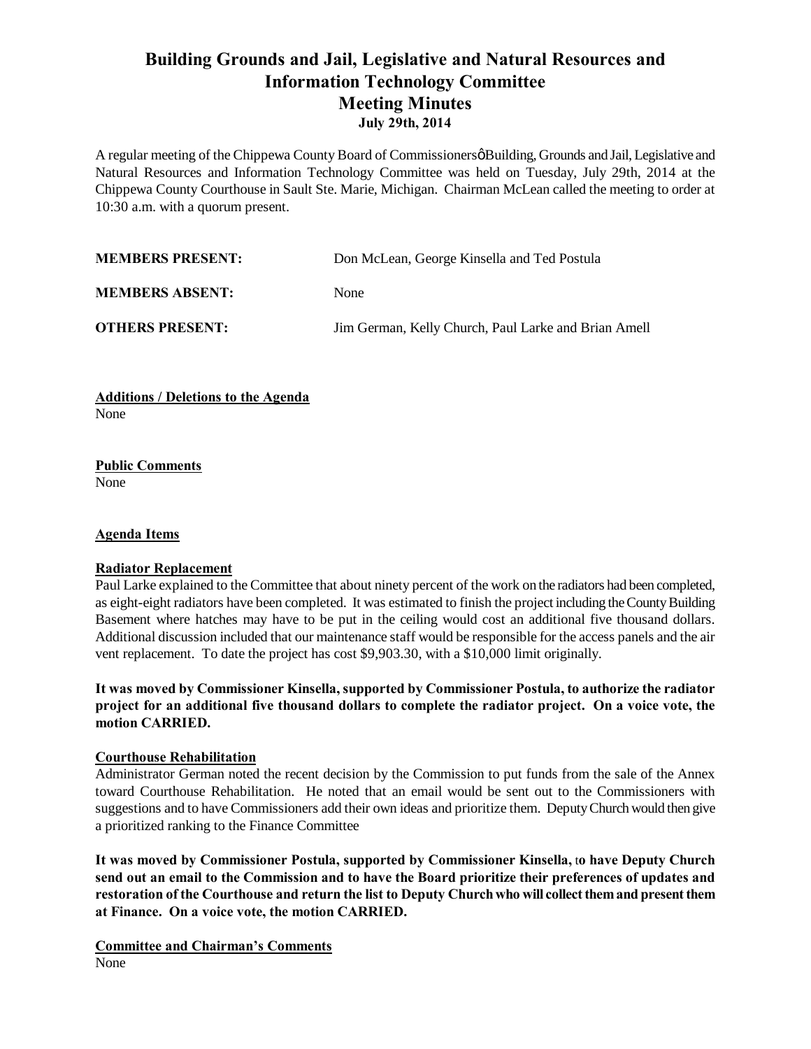# Building Grounds and Jail, Legislative and Natural Resources and Information Technology Committee
## Meeting Minutes
### July 29th, 2014

A regular meeting of the Chippewa County Board of Commissionersφ Building, Grounds and Jail, Legislative and Natural Resources and Information Technology Committee was held on Tuesday, July 29th, 2014 at the Chippewa County Courthouse in Sault Ste. Marie, Michigan. Chairman McLean called the meeting to order at 10:30 a.m. with a quorum present.

**MEMBERS PRESENT:** Don McLean, George Kinsella and Ted Postula

**MEMBERS ABSENT:** None

**OTHERS PRESENT:** Jim German, Kelly Church, Paul Larke and Brian Amell

**Additions / Deletions to the Agenda**
None

**Public Comments**
None

**Agenda Items**

**Radiator Replacement**
Paul Larke explained to the Committee that about ninety percent of the work on the radiators had been completed, as eight-eight radiators have been completed. It was estimated to finish the project including the County Building Basement where hatches may have to be put in the ceiling would cost an additional five thousand dollars. Additional discussion included that our maintenance staff would be responsible for the access panels and the air vent replacement. To date the project has cost $9,903.30, with a $10,000 limit originally.

**It was moved by Commissioner Kinsella, supported by Commissioner Postula, to authorize the radiator project for an additional five thousand dollars to complete the radiator project. On a voice vote, the motion CARRIED.**

**Courthouse Rehabilitation**
Administrator German noted the recent decision by the Commission to put funds from the sale of the Annex toward Courthouse Rehabilitation. He noted that an email would be sent out to the Commissioners with suggestions and to have Commissioners add their own ideas and prioritize them. Deputy Church would then give a prioritized ranking to the Finance Committee

**It was moved by Commissioner Postula, supported by Commissioner Kinsella, to have Deputy Church send out an email to the Commission and to have the Board prioritize their preferences of updates and restoration of the Courthouse and return the list to Deputy Church who will collect them and present them at Finance. On a voice vote, the motion CARRIED.**

**Committee and Chairman's Comments**
None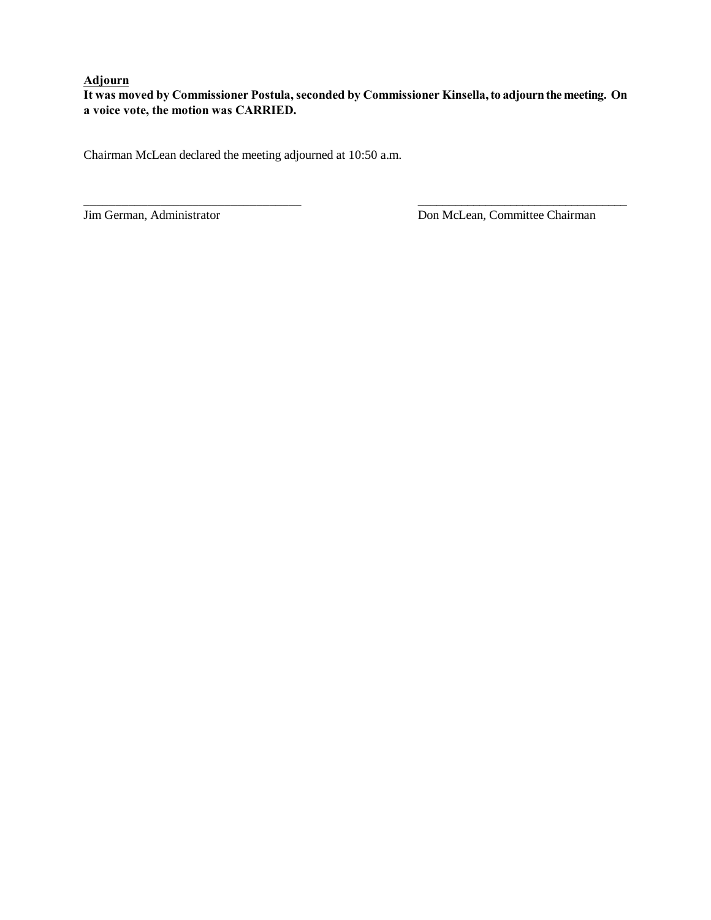**<u>Adjourn</u>**

**It was moved by Commissioner Postula, seconded by Commissioner Kinsella, to adjourn the meeting. On a voice vote, the motion was CARRIED.**

Chairman McLean declared the meeting adjourned at 10:50 a.m.

| | |
|---|---|
| \_\_\_\_\_\_\_\_\_\_\_\_\_\_\_\_\_\_\_\_\_\_\_\_\_\_\_\_\_\_\_\_\_\_\_\_ | \_\_\_\_\_\_\_\_\_\_\_\_\_\_\_\_\_\_\_\_\_\_\_\_\_\_\_\_\_\_\_\_\_\_\_\_ |
| Jim German, Administrator | Don McLean, Committee Chairman |